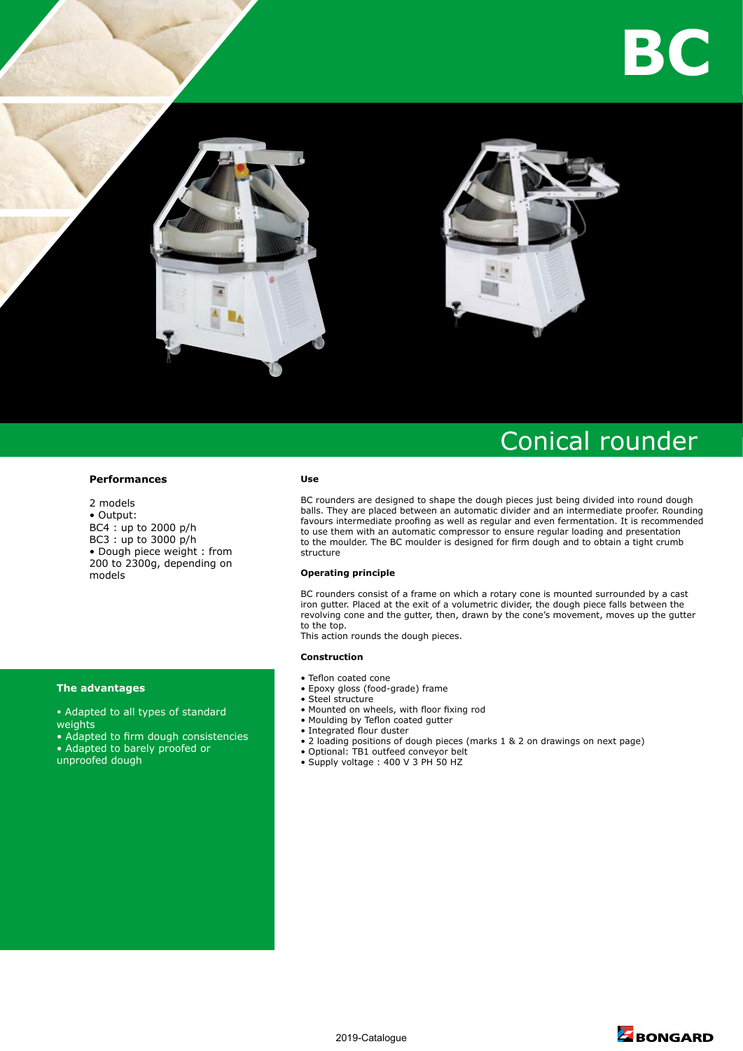# BC

## Conical rounder

### Performances

2 models
- Output:
BC4 : up to 2000 p/h
BC3 : up to 3000 p/h
- Dough piece weight : from 200 to 2300g, depending on models

### The advantages

- Adapted to all types of standard weights
- Adapted to firm dough consistencies
- Adapted to barely proofed or unproofed dough

### Use

BC rounders are designed to shape the dough pieces just being divided into round dough balls. They are placed between an automatic divider and an intermediate proofer. Rounding favours intermediate proofing as well as regular and even fermentation. It is recommended to use them with an automatic compressor to ensure regular loading and presentation to the moulder. The BC moulder is designed for firm dough and to obtain a tight crumb structure

### Operating principle

BC rounders consist of a frame on which a rotary cone is mounted surrounded by a cast iron gutter. Placed at the exit of a volumetric divider, the dough piece falls between the revolving cone and the gutter, then, drawn by the cone's movement, moves up the gutter to the top.
This action rounds the dough pieces.

### Construction

- Teflon coated cone
- Epoxy gloss (food-grade) frame
- Steel structure
- Mounted on wheels, with floor fixing rod
- Moulding by Teflon coated gutter
- Integrated flour duster
- 2 loading positions of dough pieces (marks 1 & 2 on drawings on next page)
- Optional: TB1 outfeed conveyor belt
- Supply voltage : 400 V 3 PH 50 HZ

2019-Catalogue

BONGARD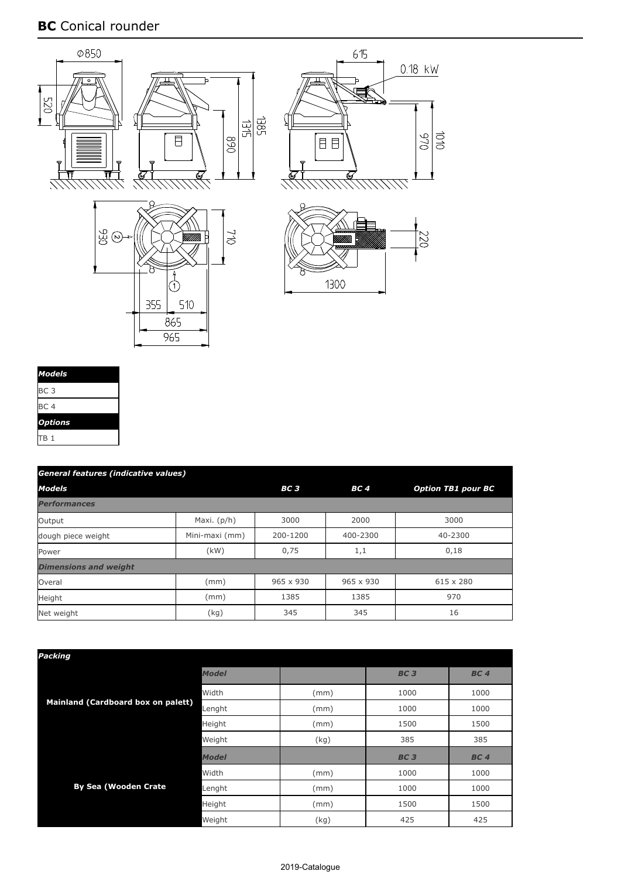# **BC** Conical rounder

Ø850

520

1315

1385

890

615

0.18 kW

970

1010

930

710

355

510

865

965

220

1300

| Models |
| --- |
| BC 3 |
| BC 4 |
| ***Options*** |
| TB 1 |

| General features (indicative values) | | | | |
| --- | --- | --- | --- | --- |
| ***Models*** | | ***BC 3*** | ***BC 4*** | ***Option TB1 pour BC*** |
| ***Performances*** | | | | |
| Output | Maxi. (p/h) | 3000 | 2000 | 3000 |
| dough piece weight | Mini-maxi (mm) | 200-1200 | 400-2300 | 40-2300 |
| Power | (kW) | 0,75 | 1,1 | 0,18 |
| ***Dimensions and weight*** | | | | |
| Overal | (mm) | 965 x 930 | 965 x 930 | 615 x 280 |
| Height | (mm) | 1385 | 1385 | 970 |
| Net weight | (kg) | 345 | 345 | 16 |

| Packing | | | | |
| --- | --- | --- | --- | --- |
| **Mainland (Cardboard box on palett)** | ***Model*** | | ***BC 3*** | ***BC 4*** |
| | Width | (mm) | 1000 | 1000 |
| | Lenght | (mm) | 1000 | 1000 |
| | Height | (mm) | 1500 | 1500 |
| | Weight | (kg) | 385 | 385 |
| **By Sea (Wooden Crate** | ***Model*** | | ***BC 3*** | ***BC 4*** |
| | Width | (mm) | 1000 | 1000 |
| | Lenght | (mm) | 1000 | 1000 |
| | Height | (mm) | 1500 | 1500 |
| | Weight | (kg) | 425 | 425 |